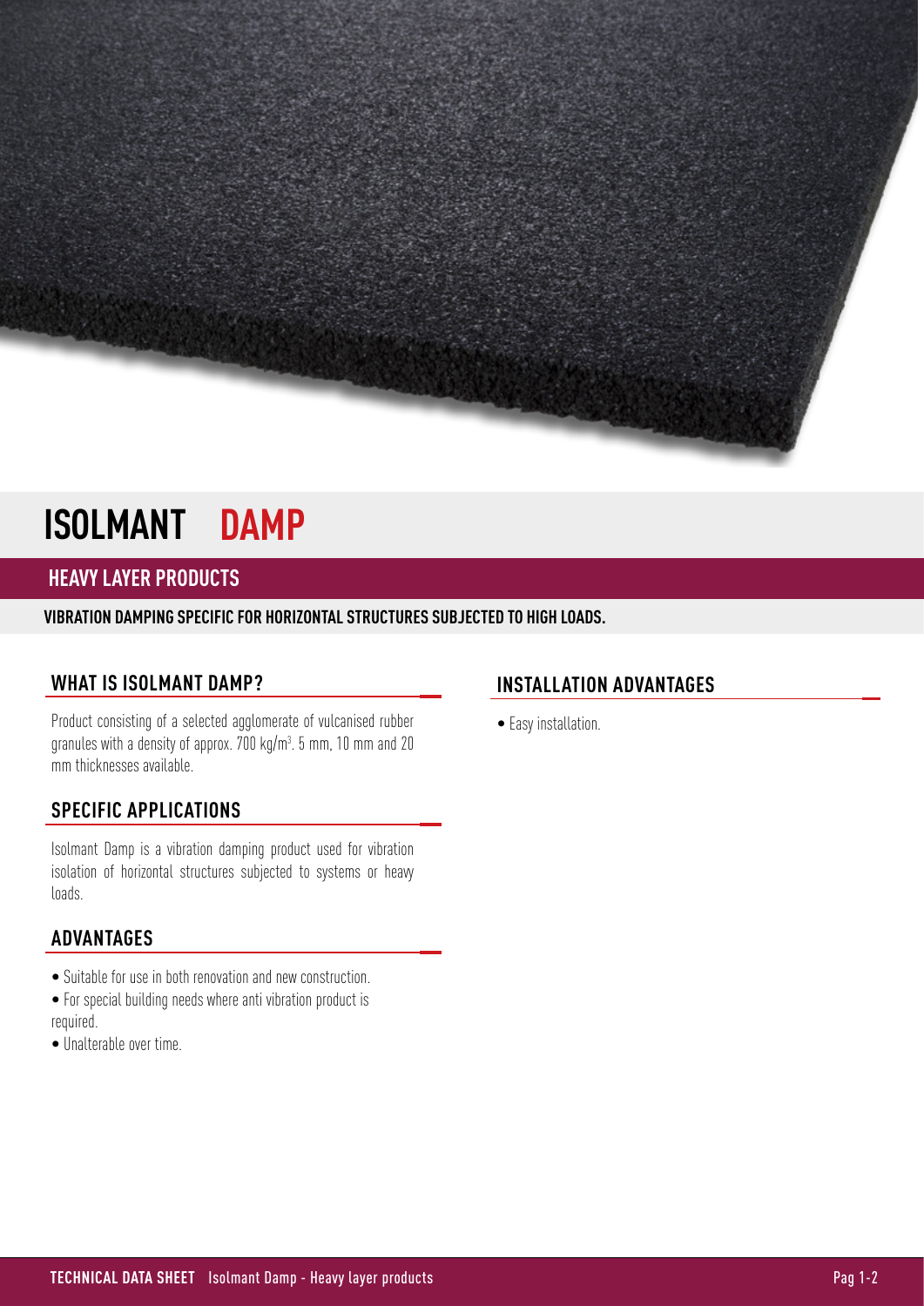# ISOLMANT DAMP

## HEAVY LAYER PRODUCTS

**VIBRATION DAMPING SPECIFIC FOR HORIZONTAL STRUCTURES SUBJECTED TO HIGH LOADS.**

### WHAT IS ISOLMANT DAMP?

Product consisting of a selected agglomerate of vulcanised rubber granules with a density of approx. 700 kg/m³. 5 mm, 10 mm and 20 mm thicknesses available.

### SPECIFIC APPLICATIONS

Isolmant Damp is a vibration damping product used for vibration isolation of horizontal structures subjected to systems or heavy loads.

### ADVANTAGES

- Suitable for use in both renovation and new construction.
- For special building needs where anti vibration product is required.
- Unalterable over time.

### INSTALLATION ADVANTAGES

- Easy installation.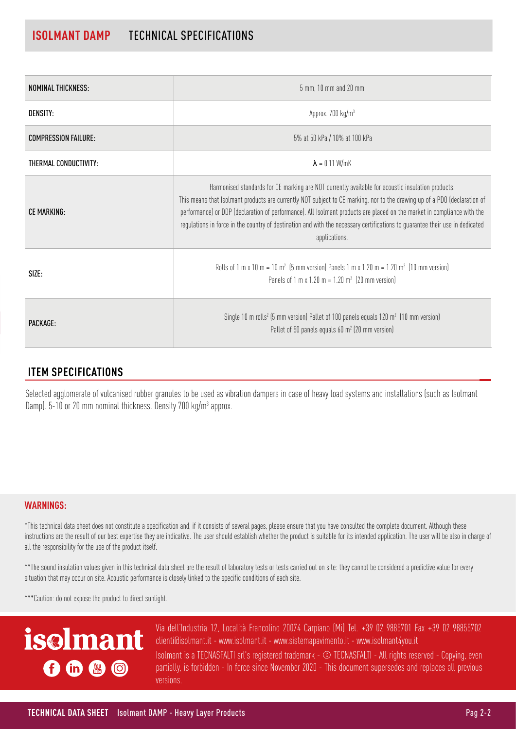## ISOLMANT DAMP TECHNICAL SPECIFICATIONS

| | |
|---|---|
| NOMINAL THICKNESS: | 5 mm, 10 mm and 20 mm |
| DENSITY: | Approx. 700 kg/m$^3$ |
| COMPRESSION FAILURE: | 5% at 50 kPa / 10% at 100 kPa |
| THERMAL CONDUCTIVITY: | $\lambda$ = 0.11 W/mK |
| CE MARKING: | Harmonised standards for CE marking are NOT currently available for acoustic insulation products. This means that Isolmant products are currently NOT subject to CE marking, nor to the drawing up of a PDO (declaration of performance) or DDP (declaration of performance). All Isolmant products are placed on the market in compliance with the regulations in force in the country of destination and with the necessary certifications to guarantee their use in dedicated applications. |
| SIZE: | Rolls of 1 m x 10 m = 10 m$^2$ (5 mm version) Panels 1 m x 1.20 m = 1.20 m$^2$ (10 mm version) Panels of 1 m x 1.20 m = 1.20 m$^2$ (20 mm version) |
| PACKAGE: | Single 10 m rolls$^2$ (5 mm version) Pallet of 100 panels equals 120 m$^2$ (10 mm version) Pallet of 50 panels equals 60 m$^2$ (20 mm version) |

## ITEM SPECIFICATIONS

Selected agglomerate of vulcanised rubber granules to be used as vibration dampers in case of heavy load systems and installations (such as Isolmant Damp). 5-10 or 20 mm nominal thickness. Density 700 kg/m$^3$ approx.

### WARNINGS:

*This technical data sheet does not constitute a specification and, if it consists of several pages, please ensure that you have consulted the complete document. Although these instructions are the result of our best expertise they are indicative. The user should establish whether the product is suitable for its intended application. The user will be also in charge of all the responsibility for the use of the product itself.

**The sound insulation values given in this technical data sheet are the result of laboratory tests or tests carried out on site: they cannot be considered a predictive value for every situation that may occur on site. Acoustic performance is closely linked to the specific conditions of each site.

***Caution: do not expose the product to direct sunlight.

isolmant

Via dell'Industria 12, Località Francolino 20074 Carpiano (Mi) Tel. +39 02 9885701 Fax +39 02 98855702 clienti@isolmant.it - www.isolmant.it - www.sistemapavimento.it - www.isolmant4you.it

Isolmant is a TECNASFALTI srl's registered trademark - © TECNASFALTI - All rights reserved - Copying, even partially, is forbidden - In force since November 2020 - This document supersedes and replaces all previous versions.